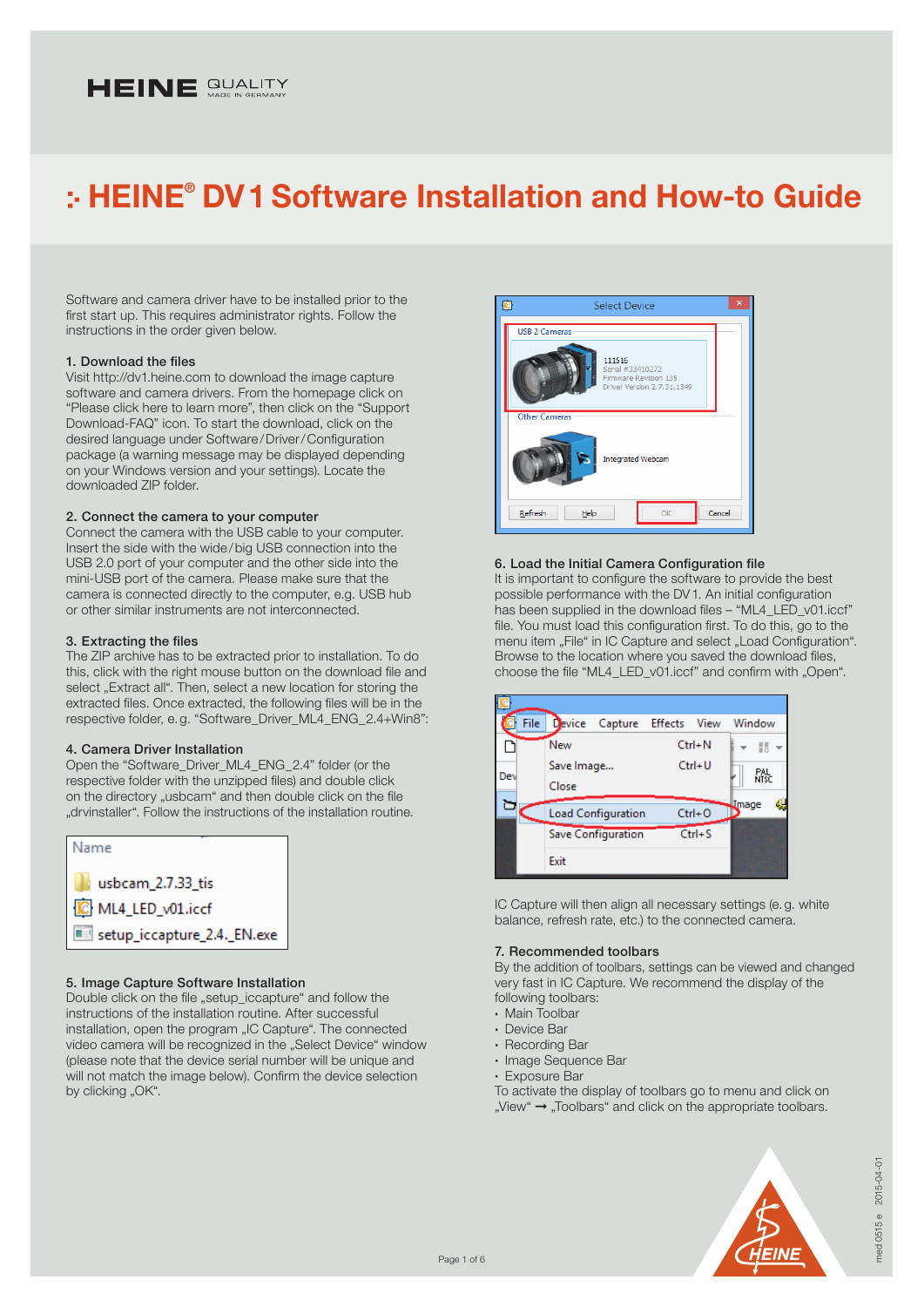# :· HEINE® DV 1 Software Installation and How-to Guide

Software and camera driver have to be installed prior to the first start up. This requires administrator rights. Follow the instructions in the order given below.

### 1. Download the files

Visit http://dv1.heine.com to download the image capture software and camera drivers. From the homepage click on "Please click here to learn more", then click on the "Support Download-FAQ" icon. To start the download, click on the desired language under Software/Driver/Configuration package (a warning message may be displayed depending on your Windows version and your settings). Locate the downloaded ZIP folder.

### 2. Connect the camera to your computer

Connect the camera with the USB cable to your computer. Insert the side with the wide/big USB connection into the USB 2.0 port of your computer and the other side into the mini-USB port of the camera. Please make sure that the camera is connected directly to the computer, e.g. USB hub or other similar instruments are not interconnected.

### 3. Extracting the files

The ZIP archive has to be extracted prior to installation. To do this, click with the right mouse button on the download file and select „Extract all". Then, select a new location for storing the extracted files. Once extracted, the following files will be in the respective folder, e. g. "Software_Driver_ML4_ENG_2.4+Win8":

### 4. Camera Driver Installation

Open the "Software_Driver_ML4_ENG_2.4" folder (or the respective folder with the unzipped files) and double click on the directory „usbcam" and then double click on the file „drvinstaller". Follow the instructions of the installation routine.

Name
- usbcam_2.7.33_tis
- ML4_LED_v01.iccf
- setup_iccapture_2.4._EN.exe

### 5. Image Capture Software Installation

Double click on the file „setup_iccapture" and follow the instructions of the installation routine. After successful installation, open the program „IC Capture". The connected video camera will be recognized in the „Select Device" window (please note that the device serial number will be unique and will not match the image below). Confirm the device selection by clicking „OK".

### 6. Load the Initial Camera Configuration file

It is important to configure the software to provide the best possible performance with the DV 1. An initial configuration has been supplied in the download files – "ML4_LED_v01.iccf" file. You must load this configuration first. To do this, go to the menu item „File" in IC Capture and select „Load Configuration". Browse to the location where you saved the download files, choose the file "ML4_LED_v01.iccf" and confirm with „Open".

IC Capture will then align all necessary settings (e. g. white balance, refresh rate, etc.) to the connected camera.

### 7. Recommended toolbars

By the addition of toolbars, settings can be viewed and changed very fast in IC Capture. We recommend the display of the following toolbars:

- Main Toolbar
- Device Bar
- Recording Bar
- Image Sequence Bar
- Exposure Bar

To activate the display of toolbars go to menu and click on „View" → „Toolbars" and click on the appropriate toolbars.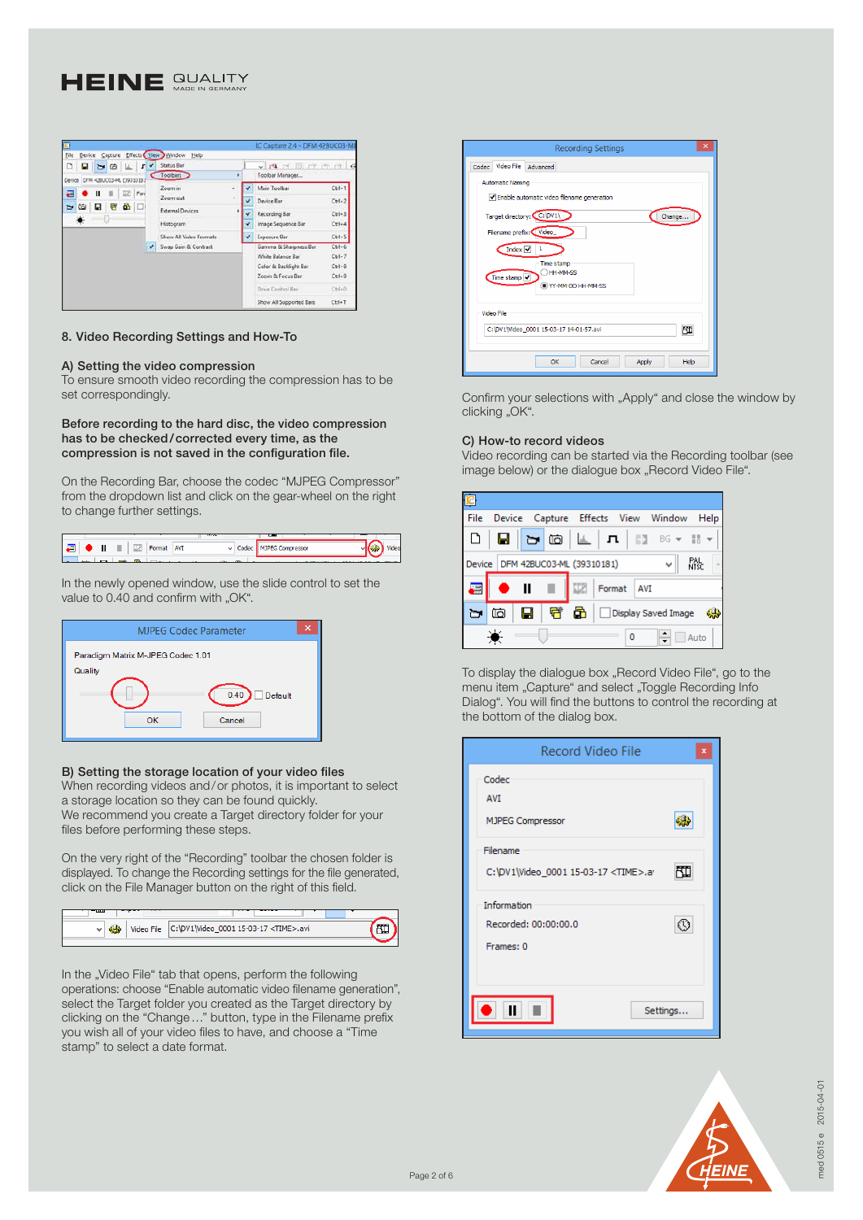## 8. Video Recording Settings and How-To

### A) Setting the video compression

To ensure smooth video recording the compression has to be set correspondingly.

**Before recording to the hard disc, the video compression has to be checked / corrected every time, as the compression is not saved in the configuration file.**

On the Recording Bar, choose the codec "MJPEG Compressor" from the dropdown list and click on the gear-wheel on the right to change further settings.

In the newly opened window, use the slide control to set the value to 0.40 and confirm with „OK".

### B) Setting the storage location of your video files

When recording videos and / or photos, it is important to select a storage location so they can be found quickly.
We recommend you create a Target directory folder for your files before performing these steps.

On the very right of the "Recording" toolbar the chosen folder is displayed. To change the Recording settings for the file generated, click on the File Manager button on the right of this field.

In the „Video File" tab that opens, perform the following operations: choose "Enable automatic video filename generation", select the Target folder you created as the Target directory by clicking on the "Change…" button, type in the Filename prefix you wish all of your video files to have, and choose a "Time stamp" to select a date format.

Confirm your selections with „Apply" and close the window by clicking „OK".

### C) How-to record videos

Video recording can be started via the Recording toolbar (see image below) or the dialogue box „Record Video File".

To display the dialogue box „Record Video File", go to the menu item „Capture" and select „Toggle Recording Info Dialog". You will find the buttons to control the recording at the bottom of the dialog box.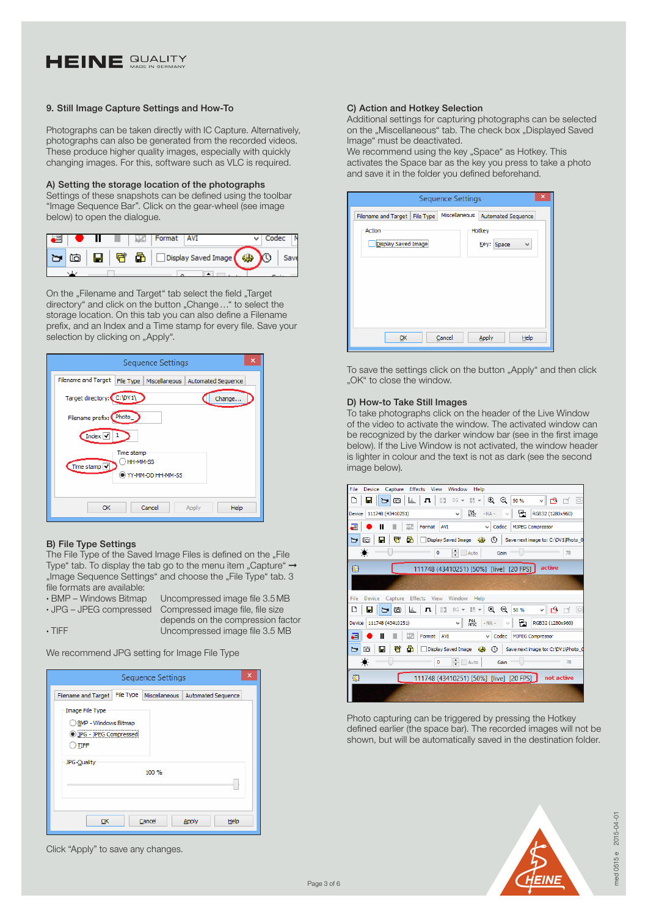## 9. Still Image Capture Settings and How-To

Photographs can be taken directly with IC Capture. Alternatively, photographs can also be generated from the recorded videos. These produce higher quality images, especially with quickly changing images. For this, software such as VLC is required.

### A) Setting the storage location of the photographs

Settings of these snapshots can be defined using the toolbar "Image Sequence Bar". Click on the gear-wheel (see image below) to open the dialogue.

On the „Filename and Target" tab select the field „Target directory" and click on the button „Change…" to select the storage location. On this tab you can also define a Filename prefix, and an Index and a Time stamp for every file. Save your selection by clicking on „Apply".

### B) File Type Settings

The File Type of the Saved Image Files is defined on the „File Type" tab. To display the tab go to the menu item „Capture" ➞ „Image Sequence Settings" and choose the „File Type" tab. 3 file formats are available:

| | |
|---|---|
| • BMP – Windows Bitmap | Uncompressed image file 3.5 MB |
| • JPG – JPEG compressed | Compressed image file, file size depends on the compression factor |
| • TIFF | Uncompressed image file 3.5 MB |

We recommend JPG setting for Image File Type

Click "Apply" to save any changes.

### C) Action and Hotkey Selection

Additional settings for capturing photographs can be selected on the „Miscellaneous" tab. The check box „Displayed Saved Image" must be deactivated.

We recommend using the key „Space" as Hotkey. This activates the Space bar as the key you press to take a photo and save it in the folder you defined beforehand.

To save the settings click on the button „Apply" and then click „OK" to close the window.

### D) How-to Take Still Images

To take photographs click on the header of the Live Window of the video to activate the window. The activated window can be recognized by the darker window bar (see in the first image below). If the Live Window is not activated, the window header is lighter in colour and the text is not as dark (see the second image below).

Photo capturing can be triggered by pressing the Hotkey defined earlier (the space bar). The recorded images will not be shown, but will be automatically saved in the destination folder.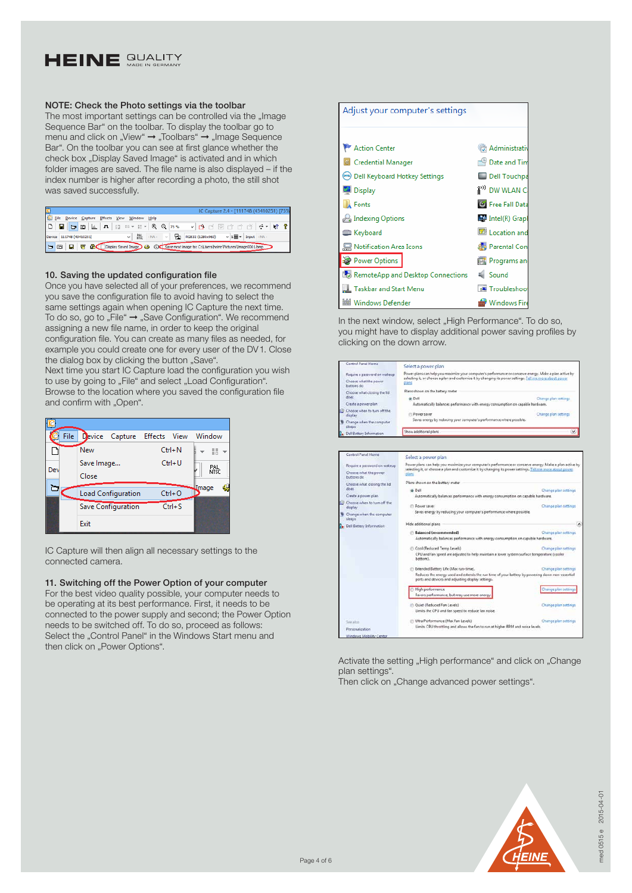**NOTE: Check the Photo settings via the toolbar**

The most important settings can be controlled via the „Image Sequence Bar" on the toolbar. To display the toolbar go to menu and click on „View" ➞ „Toolbars" ➞ „Image Sequence Bar". On the toolbar you can see at first glance whether the check box „Display Saved Image" is activated and in which folder images are saved. The file name is also displayed – if the index number is higher after recording a photo, the still shot was saved successfully.

## 10. Saving the updated configuration file

Once you have selected all of your preferences, we recommend you save the configuration file to avoid having to select the same settings again when opening IC Capture the next time. To do so, go to „File" ➞ „Save Configuration". We recommend assigning a new file name, in order to keep the original configuration file. You can create as many files as needed, for example you could create one for every user of the DV1. Close the dialog box by clicking the button „Save".

Next time you start IC Capture load the configuration you wish to use by going to „File" and select „Load Configuration". Browse to the location where you saved the configuration file and confirm with „Open".

IC Capture will then align all necessary settings to the connected camera.

## 11. Switching off the Power Option of your computer

For the best video quality possible, your computer needs to be operating at its best performance. First, it needs to be connected to the power supply and second; the Power Option needs to be switched off. To do so, proceed as follows: Select the „Control Panel" in the Windows Start menu and then click on „Power Options".

In the next window, select „High Performance". To do so, you might have to display additional power saving profiles by clicking on the down arrow.

Activate the setting „High performance" and click on „Change plan settings".

Then click on „Change advanced power settings".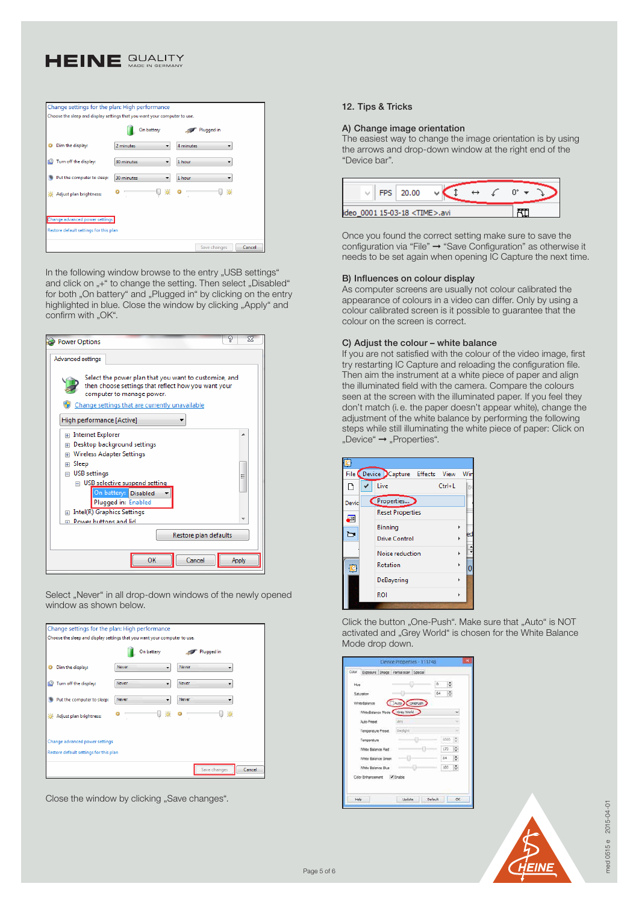In the following window browse to the entry „USB settings" and click on „+" to change the setting. Then select „Disabled" for both „On battery" and „Plugged in" by clicking on the entry highlighted in blue. Close the window by clicking „Apply" and confirm with „OK".

Select „Never" in all drop-down windows of the newly opened window as shown below.

Close the window by clicking „Save changes".

## 12. Tips & Tricks

### A) Change image orientation

The easiest way to change the image orientation is by using the arrows and drop-down window at the right end of the "Device bar".

Once you found the correct setting make sure to save the configuration via "File" → "Save Configuration" as otherwise it needs to be set again when opening IC Capture the next time.

### B) Influences on colour display

As computer screens are usually not colour calibrated the appearance of colours in a video can differ. Only by using a colour calibrated screen is it possible to guarantee that the colour on the screen is correct.

### C) Adjust the colour – white balance

If you are not satisfied with the colour of the video image, first try restarting IC Capture and reloading the configuration file. Then aim the instrument at a white piece of paper and align the illuminated field with the camera. Compare the colours seen at the screen with the illuminated paper. If you feel they don't match (i. e. the paper doesn't appear white), change the adjustment of the white balance by performing the following steps while still illuminating the white piece of paper: Click on „Device" → „Properties".

Click the button „One-Push". Make sure that „Auto" is NOT activated and „Grey World" is chosen for the White Balance Mode drop down.

med 0515 e 2015-04-01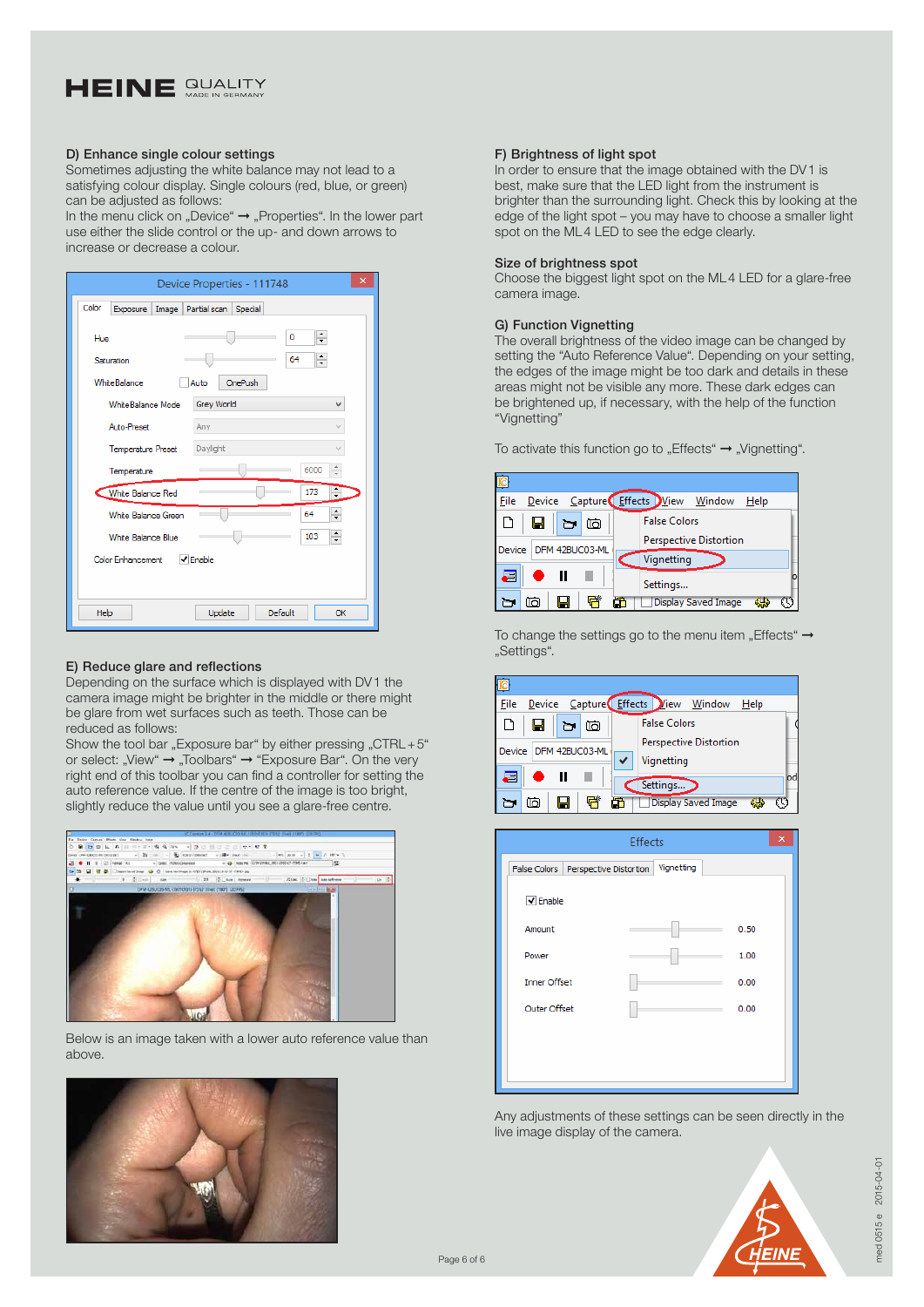## D) Enhance single colour settings

Sometimes adjusting the white balance may not lead to a satisfying colour display. Single colours (red, blue, or green) can be adjusted as follows:
In the menu click on „Device" ➞ „Properties". In the lower part use either the slide control or the up- and down arrows to increase or decrease a colour.

## E) Reduce glare and reflections

Depending on the surface which is displayed with DV1 the camera image might be brighter in the middle or there might be glare from wet surfaces such as teeth. Those can be reduced as follows:
Show the tool bar „Exposure bar" by either pressing „CTRL+5" or select: „View" ➞ „Toolbars" ➞ „Exposure Bar". On the very right end of this toolbar you can find a controller for setting the auto reference value. If the centre of the image is too bright, slightly reduce the value until you see a glare-free centre.

Below is an image taken with a lower auto reference value than above.

## F) Brightness of light spot

In order to ensure that the image obtained with the DV1 is best, make sure that the LED light from the instrument is brighter than the surrounding light. Check this by looking at the edge of the light spot – you may have to choose a smaller light spot on the ML4 LED to see the edge clearly.

### Size of brightness spot

Choose the biggest light spot on the ML4 LED for a glare-free camera image.

## G) Function Vignetting

The overall brightness of the video image can be changed by setting the "Auto Reference Value". Depending on your setting, the edges of the image might be too dark and details in these areas might not be visible any more. These dark edges can be brightened up, if necessary, with the help of the function "Vignetting"

To activate this function go to „Effects" ➞ „Vignetting".

To change the settings go to the menu item „Effects" ➞ „Settings".

Any adjustments of these settings can be seen directly in the live image display of the camera.

med 0515 e 2015-04-01